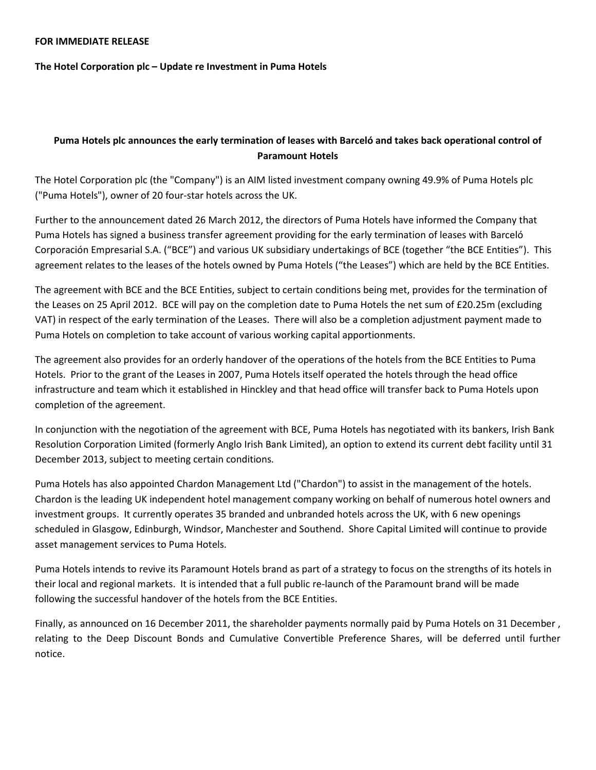**FOR IMMEDIATE RELEASE**

**The Hotel Corporation plc – Update re Investment in Puma Hotels**

**Puma Hotels plc announces the early termination of leases with Barceló and takes back operational control of Paramount Hotels**

The Hotel Corporation plc (the "Company") is an AIM listed investment company owning 49.9% of Puma Hotels plc ("Puma Hotels"), owner of 20 four-star hotels across the UK.

Further to the announcement dated 26 March 2012, the directors of Puma Hotels have informed the Company that Puma Hotels has signed a business transfer agreement providing for the early termination of leases with Barceló Corporación Empresarial S.A. ("BCE") and various UK subsidiary undertakings of BCE (together "the BCE Entities"). This agreement relates to the leases of the hotels owned by Puma Hotels ("the Leases") which are held by the BCE Entities.

The agreement with BCE and the BCE Entities, subject to certain conditions being met, provides for the termination of the Leases on 25 April 2012. BCE will pay on the completion date to Puma Hotels the net sum of £20.25m (excluding VAT) in respect of the early termination of the Leases. There will also be a completion adjustment payment made to Puma Hotels on completion to take account of various working capital apportionments.

The agreement also provides for an orderly handover of the operations of the hotels from the BCE Entities to Puma Hotels. Prior to the grant of the Leases in 2007, Puma Hotels itself operated the hotels through the head office infrastructure and team which it established in Hinckley and that head office will transfer back to Puma Hotels upon completion of the agreement.

In conjunction with the negotiation of the agreement with BCE, Puma Hotels has negotiated with its bankers, Irish Bank Resolution Corporation Limited (formerly Anglo Irish Bank Limited), an option to extend its current debt facility until 31 December 2013, subject to meeting certain conditions.

Puma Hotels has also appointed Chardon Management Ltd ("Chardon") to assist in the management of the hotels. Chardon is the leading UK independent hotel management company working on behalf of numerous hotel owners and investment groups. It currently operates 35 branded and unbranded hotels across the UK, with 6 new openings scheduled in Glasgow, Edinburgh, Windsor, Manchester and Southend. Shore Capital Limited will continue to provide asset management services to Puma Hotels.

Puma Hotels intends to revive its Paramount Hotels brand as part of a strategy to focus on the strengths of its hotels in their local and regional markets. It is intended that a full public re-launch of the Paramount brand will be made following the successful handover of the hotels from the BCE Entities.

Finally, as announced on 16 December 2011, the shareholder payments normally paid by Puma Hotels on 31 December , relating to the Deep Discount Bonds and Cumulative Convertible Preference Shares, will be deferred until further notice.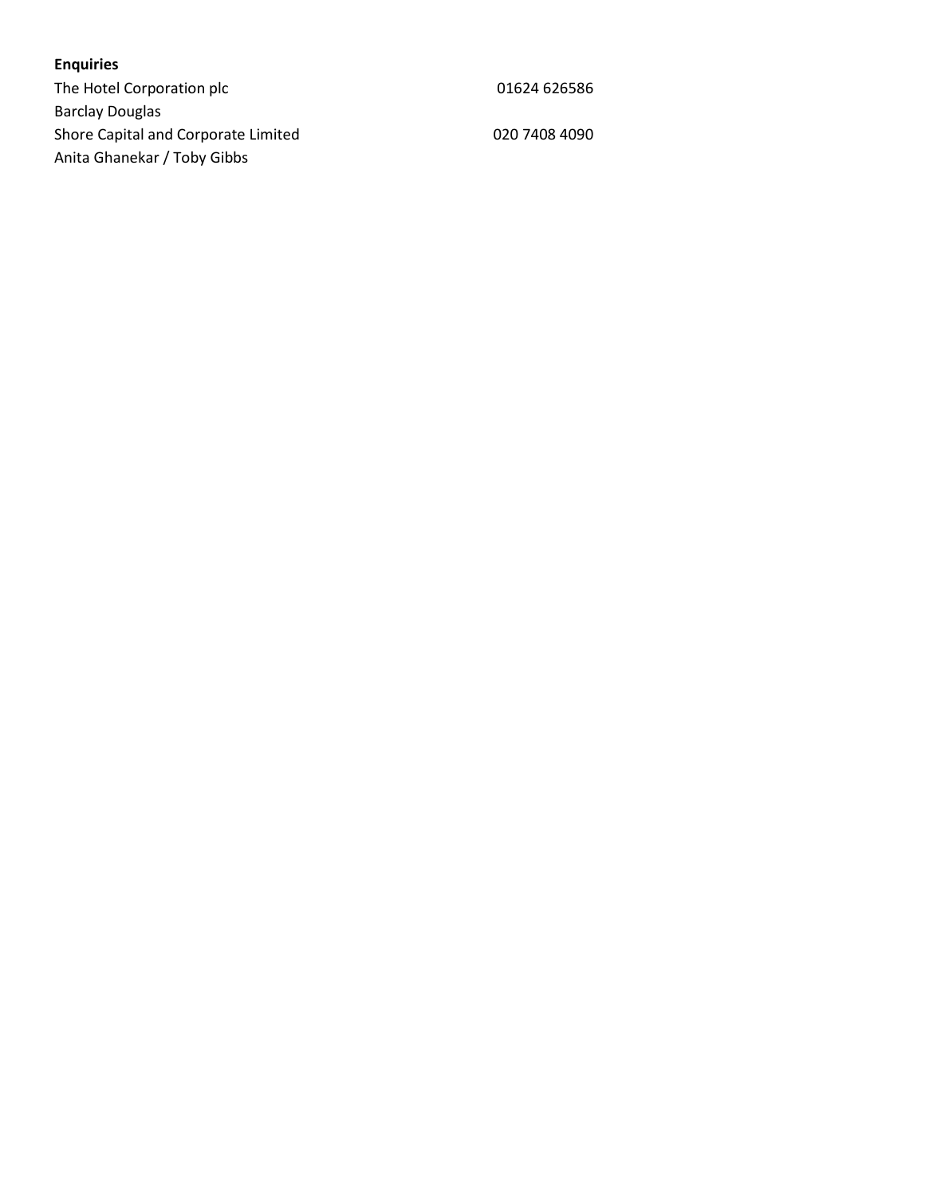**Enquiries**

| | |
|---|---|
| The Hotel Corporation plc | 01624 626586 |
| Barclay Douglas | |
| Shore Capital and Corporate Limited | 020 7408 4090 |
| Anita Ghanekar / Toby Gibbs | |